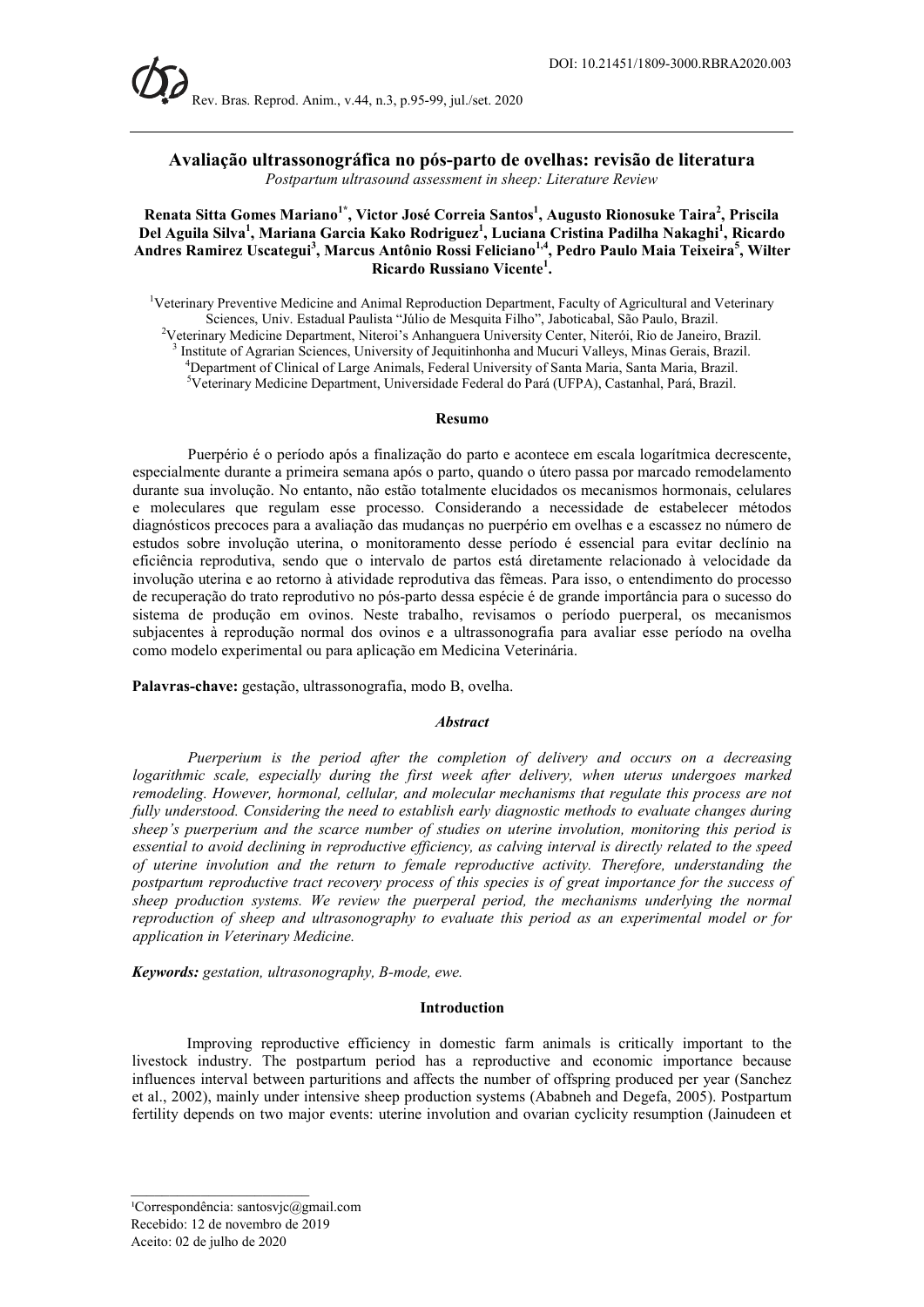DOI: 10.21451/1809-3000.RBRA2020.003

# Avaliação ultrassonográfica no pós-parto de ovelhas: revisão de literatura

*Postpartum ultrasound assessment in sheep: Literature Review*

**Renata Sitta Gomes Mariano[1*], Victor José Correia Santos[1], Augusto Rionosuke Taira[2], Priscila Del Aguila Silva[1], Mariana Garcia Kako Rodriguez[1], Luciana Cristina Padilha Nakaghi[1], Ricardo Andres Ramirez Uscategui[3], Marcus Antônio Rossi Feliciano[1,4], Pedro Paulo Maia Teixeira[5], Wilter Ricardo Russiano Vicente[1].**

[1]Veterinary Preventive Medicine and Animal Reproduction Department, Faculty of Agricultural and Veterinary Sciences, Univ. Estadual Paulista "Júlio de Mesquita Filho", Jaboticabal, São Paulo, Brazil.
[2]Veterinary Medicine Department, Niteroi's Anhanguera University Center, Niterói, Rio de Janeiro, Brazil.
[3] Institute of Agrarian Sciences, University of Jequitinhonha and Mucuri Valleys, Minas Gerais, Brazil.
[4]Department of Clinical of Large Animals, Federal University of Santa Maria, Santa Maria, Brazil.
[5]Veterinary Medicine Department, Universidade Federal do Pará (UFPA), Castanhal, Pará, Brazil.

## Resumo

Puerpério é o período após a finalização do parto e acontece em escala logarítmica decrescente, especialmente durante a primeira semana após o parto, quando o útero passa por marcado remodelamento durante sua involução. No entanto, não estão totalmente elucidados os mecanismos hormonais, celulares e moleculares que regulam esse processo. Considerando a necessidade de estabelecer métodos diagnósticos precoces para a avaliação das mudanças no puerpério em ovelhas e a escassez no número de estudos sobre involução uterina, o monitoramento desse período é essencial para evitar declínio na eficiência reprodutiva, sendo que o intervalo de partos está diretamente relacionado à velocidade da involução uterina e ao retorno à atividade reprodutiva das fêmeas. Para isso, o entendimento do processo de recuperação do trato reprodutivo no pós-parto dessa espécie é de grande importância para o sucesso do sistema de produção em ovinos. Neste trabalho, revisamos o período puerperal, os mecanismos subjacentes à reprodução normal dos ovinos e a ultrassonografia para avaliar esse período na ovelha como modelo experimental ou para aplicação em Medicina Veterinária.

**Palavras-chave:** gestação, ultrassonografia, modo B, ovelha.

## *Abstract*

*Puerperium is the period after the completion of delivery and occurs on a decreasing logarithmic scale, especially during the first week after delivery, when uterus undergoes marked remodeling. However, hormonal, cellular, and molecular mechanisms that regulate this process are not fully understood. Considering the need to establish early diagnostic methods to evaluate changes during sheep's puerperium and the scarce number of studies on uterine involution, monitoring this period is essential to avoid declining in reproductive efficiency, as calving interval is directly related to the speed of uterine involution and the return to female reproductive activity. Therefore, understanding the postpartum reproductive tract recovery process of this species is of great importance for the success of sheep production systems. We review the puerperal period, the mechanisms underlying the normal reproduction of sheep and ultrasonography to evaluate this period as an experimental model or for application in Veterinary Medicine.*

***Keywords:*** *gestation, ultrasonography, B-mode, ewe.*

## Introduction

Improving reproductive efficiency in domestic farm animals is critically important to the livestock industry. The postpartum period has a reproductive and economic importance because influences interval between parturitions and affects the number of offspring produced per year (Sanchez et al., 2002), mainly under intensive sheep production systems (Ababneh and Degefa, 2005). Postpartum fertility depends on two major events: uterine involution and ovarian cyclicity resumption (Jainudeen et

---

[1]Correspondência: santosvjc@gmail.com
Recebido: 12 de novembro de 2019
Aceito: 02 de julho de 2020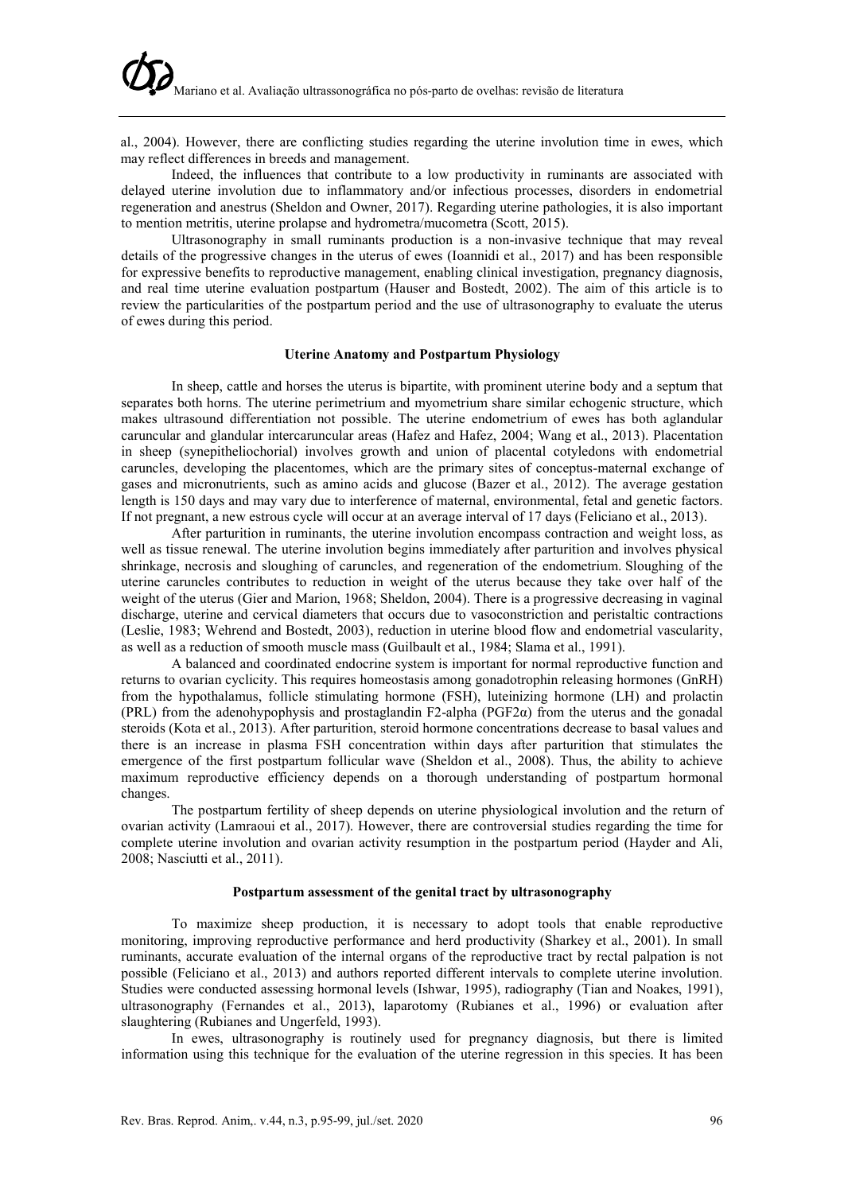al., 2004). However, there are conflicting studies regarding the uterine involution time in ewes, which may reflect differences in breeds and management.

Indeed, the influences that contribute to a low productivity in ruminants are associated with delayed uterine involution due to inflammatory and/or infectious processes, disorders in endometrial regeneration and anestrus (Sheldon and Owner, 2017). Regarding uterine pathologies, it is also important to mention metritis, uterine prolapse and hydrometra/mucometra (Scott, 2015).

Ultrasonography in small ruminants production is a non-invasive technique that may reveal details of the progressive changes in the uterus of ewes (Ioannidi et al., 2017) and has been responsible for expressive benefits to reproductive management, enabling clinical investigation, pregnancy diagnosis, and real time uterine evaluation postpartum (Hauser and Bostedt, 2002). The aim of this article is to review the particularities of the postpartum period and the use of ultrasonography to evaluate the uterus of ewes during this period.

## Uterine Anatomy and Postpartum Physiology

In sheep, cattle and horses the uterus is bipartite, with prominent uterine body and a septum that separates both horns. The uterine perimetrium and myometrium share similar echogenic structure, which makes ultrasound differentiation not possible. The uterine endometrium of ewes has both aglandular caruncular and glandular intercaruncular areas (Hafez and Hafez, 2004; Wang et al., 2013). Placentation in sheep (synepitheliochorial) involves growth and union of placental cotyledons with endometrial caruncles, developing the placentomes, which are the primary sites of conceptus-maternal exchange of gases and micronutrients, such as amino acids and glucose (Bazer et al., 2012). The average gestation length is 150 days and may vary due to interference of maternal, environmental, fetal and genetic factors. If not pregnant, a new estrous cycle will occur at an average interval of 17 days (Feliciano et al., 2013).

After parturition in ruminants, the uterine involution encompass contraction and weight loss, as well as tissue renewal. The uterine involution begins immediately after parturition and involves physical shrinkage, necrosis and sloughing of caruncles, and regeneration of the endometrium. Sloughing of the uterine caruncles contributes to reduction in weight of the uterus because they take over half of the weight of the uterus (Gier and Marion, 1968; Sheldon, 2004). There is a progressive decreasing in vaginal discharge, uterine and cervical diameters that occurs due to vasoconstriction and peristaltic contractions (Leslie, 1983; Wehrend and Bostedt, 2003), reduction in uterine blood flow and endometrial vascularity, as well as a reduction of smooth muscle mass (Guilbault et al., 1984; Slama et al., 1991).

A balanced and coordinated endocrine system is important for normal reproductive function and returns to ovarian cyclicity. This requires homeostasis among gonadotrophin releasing hormones (GnRH) from the hypothalamus, follicle stimulating hormone (FSH), luteinizing hormone (LH) and prolactin (PRL) from the adenohypophysis and prostaglandin F2-alpha (PGF2α) from the uterus and the gonadal steroids (Kota et al., 2013). After parturition, steroid hormone concentrations decrease to basal values and there is an increase in plasma FSH concentration within days after parturition that stimulates the emergence of the first postpartum follicular wave (Sheldon et al., 2008). Thus, the ability to achieve maximum reproductive efficiency depends on a thorough understanding of postpartum hormonal changes.

The postpartum fertility of sheep depends on uterine physiological involution and the return of ovarian activity (Lamraoui et al., 2017). However, there are controversial studies regarding the time for complete uterine involution and ovarian activity resumption in the postpartum period (Hayder and Ali, 2008; Nasciutti et al., 2011).

## Postpartum assessment of the genital tract by ultrasonography

To maximize sheep production, it is necessary to adopt tools that enable reproductive monitoring, improving reproductive performance and herd productivity (Sharkey et al., 2001). In small ruminants, accurate evaluation of the internal organs of the reproductive tract by rectal palpation is not possible (Feliciano et al., 2013) and authors reported different intervals to complete uterine involution. Studies were conducted assessing hormonal levels (Ishwar, 1995), radiography (Tian and Noakes, 1991), ultrasonography (Fernandes et al., 2013), laparotomy (Rubianes et al., 1996) or evaluation after slaughtering (Rubianes and Ungerfeld, 1993).

In ewes, ultrasonography is routinely used for pregnancy diagnosis, but there is limited information using this technique for the evaluation of the uterine regression in this species. It has been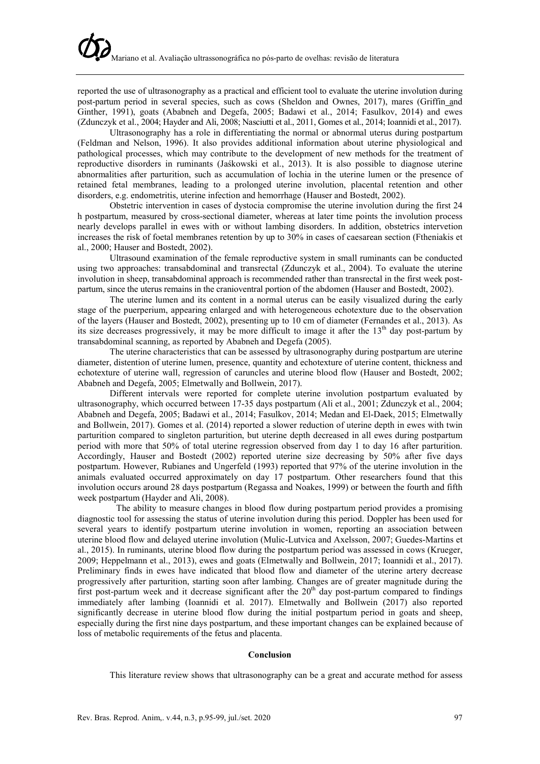reported the use of ultrasonography as a practical and efficient tool to evaluate the uterine involution during post-partum period in several species, such as cows (Sheldon and Ownes, 2017), mares (Griffin and Ginther, 1991), goats (Ababneh and Degefa, 2005; Badawi et al., 2014; Fasulkov, 2014) and ewes (Zdunczyk et al., 2004; Hayder and Ali, 2008; Nasciutti et al., 2011, Gomes et al., 2014; Ioannidi et al., 2017).

Ultrasonography has a role in differentiating the normal or abnormal uterus during postpartum (Feldman and Nelson, 1996). It also provides additional information about uterine physiological and pathological processes, which may contribute to the development of new methods for the treatment of reproductive disorders in ruminants (Jaśkowski et al., 2013). It is also possible to diagnose uterine abnormalities after parturition, such as accumulation of lochia in the uterine lumen or the presence of retained fetal membranes, leading to a prolonged uterine involution, placental retention and other disorders, e.g. endometritis, uterine infection and hemorrhage (Hauser and Bostedt, 2002).

Obstetric intervention in cases of dystocia compromise the uterine involution during the first 24 h postpartum, measured by cross-sectional diameter, whereas at later time points the involution process nearly develops parallel in ewes with or without lambing disorders. In addition, obstetrics intervetion increases the risk of foetal membranes retention by up to 30% in cases of caesarean section (Ftheniakis et al., 2000; Hauser and Bostedt, 2002).

Ultrasound examination of the female reproductive system in small ruminants can be conducted using two approaches: transabdominal and transrectal (Zdunczyk et al., 2004). To evaluate the uterine involution in sheep, transabdominal approach is recommended rather than transrectal in the first week post-partum, since the uterus remains in the cranioventral portion of the abdomen (Hauser and Bostedt, 2002).

The uterine lumen and its content in a normal uterus can be easily visualized during the early stage of the puerperium, appearing enlarged and with heterogeneous echotexture due to the observation of the layers (Hauser and Bostedt, 2002), presenting up to 10 cm of diameter (Fernandes et al., 2013). As its size decreases progressively, it may be more difficult to image it after the 13th day post-partum by transabdominal scanning, as reported by Ababneh and Degefa (2005).

The uterine characteristics that can be assessed by ultrasonography during postpartum are uterine diameter, distention of uterine lumen, presence, quantity and echotexture of uterine content, thickness and echotexture of uterine wall, regression of caruncles and uterine blood flow (Hauser and Bostedt, 2002; Ababneh and Degefa, 2005; Elmetwally and Bollwein, 2017).

Different intervals were reported for complete uterine involution postpartum evaluated by ultrasonography, which occurred between 17-35 days postpartum (Ali et al., 2001; Zdunczyk et al., 2004; Ababneh and Degefa, 2005; Badawi et al., 2014; Fasulkov, 2014; Medan and El-Daek, 2015; Elmetwally and Bollwein, 2017). Gomes et al. (2014) reported a slower reduction of uterine depth in ewes with twin parturition compared to singleton parturition, but uterine depth decreased in all ewes during postpartum period with more that 50% of total uterine regression observed from day 1 to day 16 after parturition. Accordingly, Hauser and Bostedt (2002) reported uterine size decreasing by 50% after five days postpartum. However, Rubianes and Ungerfeld (1993) reported that 97% of the uterine involution in the animals evaluated occurred approximately on day 17 postpartum. Other researchers found that this involution occurs around 28 days postpartum (Regassa and Noakes, 1999) or between the fourth and fifth week postpartum (Hayder and Ali, 2008).

The ability to measure changes in blood flow during postpartum period provides a promising diagnostic tool for assessing the status of uterine involution during this period. Doppler has been used for several years to identify postpartum uterine involution in women, reporting an association between uterine blood flow and delayed uterine involution (Mulic-Lutvica and Axelsson, 2007; Guedes-Martins et al., 2015). In ruminants, uterine blood flow during the postpartum period was assessed in cows (Krueger, 2009; Heppelmann et al., 2013), ewes and goats (Elmetwally and Bollwein, 2017; Ioannidi et al., 2017). Preliminary finds in ewes have indicated that blood flow and diameter of the uterine artery decrease progressively after parturition, starting soon after lambing. Changes are of greater magnitude during the first post-partum week and it decrease significant after the 20th day post-partum compared to findings immediately after lambing (Ioannidi et al. 2017). Elmetwally and Bollwein (2017) also reported significantly decrease in uterine blood flow during the initial postpartum period in goats and sheep, especially during the first nine days postpartum, and these important changes can be explained because of loss of metabolic requirements of the fetus and placenta.

## Conclusion

This literature review shows that ultrasonography can be a great and accurate method for assess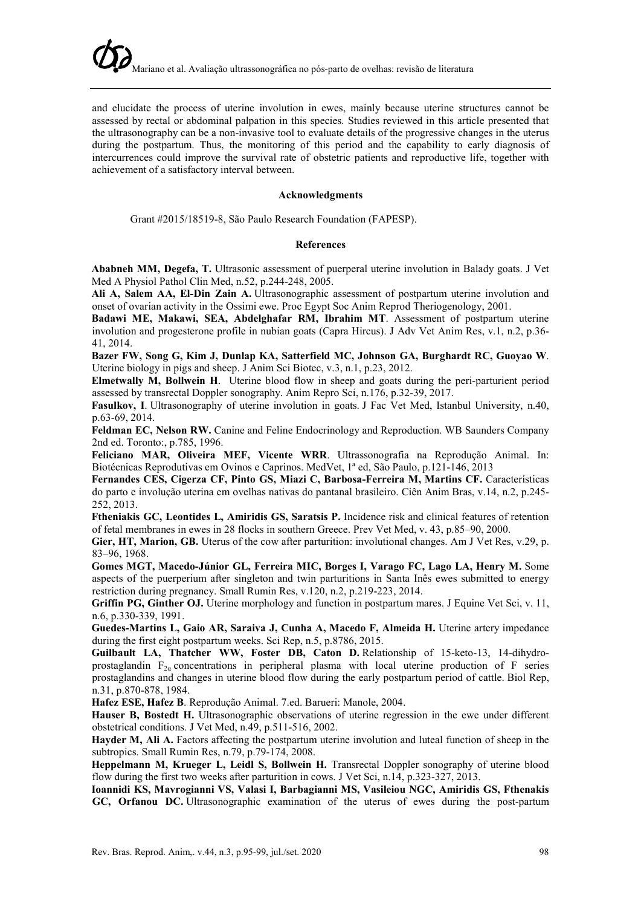and elucidate the process of uterine involution in ewes, mainly because uterine structures cannot be assessed by rectal or abdominal palpation in this species. Studies reviewed in this article presented that the ultrasonography can be a non-invasive tool to evaluate details of the progressive changes in the uterus during the postpartum. Thus, the monitoring of this period and the capability to early diagnosis of intercurrences could improve the survival rate of obstetric patients and reproductive life, together with achievement of a satisfactory interval between.

### Acknowledgments

Grant #2015/18519-8, São Paulo Research Foundation (FAPESP).

### References

**Ababneh MM, Degefa, T.** Ultrasonic assessment of puerperal uterine involution in Balady goats. J Vet Med A Physiol Pathol Clin Med, n.52, p.244-248, 2005.

**Ali A, Salem AA, El-Din Zain A.** Ultrasonographic assessment of postpartum uterine involution and onset of ovarian activity in the Ossimi ewe. Proc Egypt Soc Anim Reprod Theriogenology, 2001.

**Badawi ME, Makawi, SEA, Abdelghafar RM, Ibrahim MT**. Assessment of postpartum uterine involution and progesterone profile in nubian goats (Capra Hircus). J Adv Vet Anim Res, v.1, n.2, p.36-41, 2014.

**Bazer FW, Song G, Kim J, Dunlap KA, Satterfield MC, Johnson GA, Burghardt RC, Guoyao W**. Uterine biology in pigs and sheep. J Anim Sci Biotec, v.3, n.1, p.23, 2012.

**Elmetwally M, Bollwein H**. Uterine blood flow in sheep and goats during the peri-parturient period assessed by transrectal Doppler sonography. Anim Repro Sci, n.176, p.32-39, 2017.

**Fasulkov, I**. Ultrasonography of uterine involution in goats. J Fac Vet Med, Istanbul University, n.40, p.63-69, 2014.

**Feldman EC, Nelson RW.** Canine and Feline Endocrinology and Reproduction. WB Saunders Company 2nd ed. Toronto:, p.785, 1996.

**Feliciano MAR, Oliveira MEF, Vicente WRR**. Ultrassonografia na Reprodução Animal. In: Biotécnicas Reprodutivas em Ovinos e Caprinos. MedVet, 1ª ed, São Paulo, p.121-146, 2013

**Fernandes CES, Cigerza CF, Pinto GS, Miazi C, Barbosa-Ferreira M, Martins CF.** Características do parto e involução uterina em ovelhas nativas do pantanal brasileiro. Ciên Anim Bras, v.14, n.2, p.245-252, 2013.

**Ftheniakis GC, Leontides L, Amiridis GS, Saratsis P.** Incidence risk and clinical features of retention of fetal membranes in ewes in 28 flocks in southern Greece. Prev Vet Med, v. 43, p.85–90, 2000.

**Gier, HT, Marion, GB.** Uterus of the cow after parturition: involutional changes. Am J Vet Res, v.29, p. 83–96, 1968.

**Gomes MGT, Macedo-Júnior GL, Ferreira MIC, Borges I, Varago FC, Lago LA, Henry M.** Some aspects of the puerperium after singleton and twin parturitions in Santa Inês ewes submitted to energy restriction during pregnancy. Small Rumin Res, v.120, n.2, p.219-223, 2014.

**Griffin PG, Ginther OJ.** Uterine morphology and function in postpartum mares. J Equine Vet Sci, v. 11, n.6, p.330-339, 1991.

**Guedes-Martins L, Gaio AR, Saraiva J, Cunha A, Macedo F, Almeida H.** Uterine artery impedance during the first eight postpartum weeks. Sci Rep, n.5, p.8786, 2015.

**Guilbault LA, Thatcher WW, Foster DB, Caton D.** Relationship of 15-keto-13, 14-dihydro-prostaglandin $F_{2\alpha}$ concentrations in peripheral plasma with local uterine production of F series prostaglandins and changes in uterine blood flow during the early postpartum period of cattle. Biol Rep, n.31, p.870-878, 1984.

**Hafez ESE, Hafez B**. Reprodução Animal. 7.ed. Barueri: Manole, 2004.

**Hauser B, Bostedt H.** Ultrasonographic observations of uterine regression in the ewe under different obstetrical conditions. J Vet Med, n.49, p.511-516, 2002.

**Hayder M, Ali A.** Factors affecting the postpartum uterine involution and luteal function of sheep in the subtropics. Small Rumin Res, n.79, p.79-174, 2008.

**Heppelmann M, Krueger L, Leidl S, Bollwein H.** Transrectal Doppler sonography of uterine blood flow during the first two weeks after parturition in cows. J Vet Sci, n.14, p.323-327, 2013.

**Ioannidi KS, Mavrogianni VS, Valasi I, Barbagianni MS, Vasileiou NGC, Amiridis GS, Fthenakis GC, Orfanou DC.** Ultrasonographic examination of the uterus of ewes during the post-partum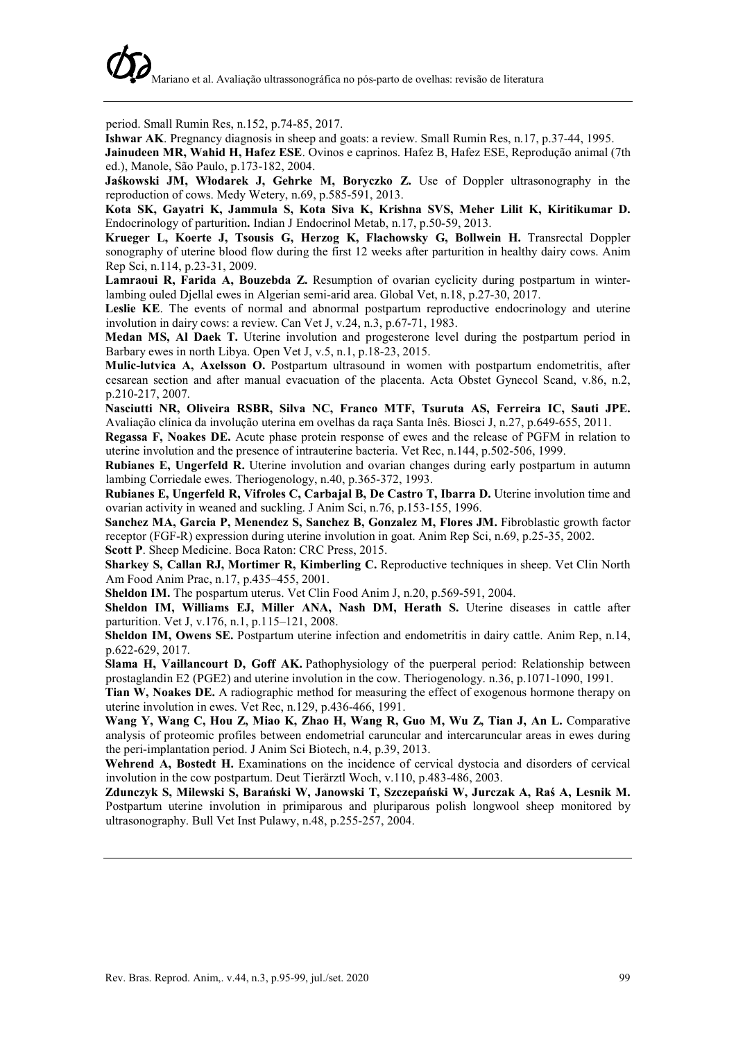period. Small Rumin Res, n.152, p.74-85, 2017.

**Ishwar AK**. Pregnancy diagnosis in sheep and goats: a review. Small Rumin Res, n.17, p.37-44, 1995.

**Jainudeen MR, Wahid H, Hafez ESE**. Ovinos e caprinos. Hafez B, Hafez ESE, Reprodução animal (7th ed.), Manole, São Paulo, p.173-182, 2004.

**Jaśkowski JM, Włodarek J, Gehrke M, Boryczko Z.** Use of Doppler ultrasonography in the reproduction of cows. Medy Wetery, n.69, p.585-591, 2013.

**Kota SK, Gayatri K, Jammula S, Kota Siva K, Krishna SVS, Meher Lilit K, Kiritikumar D.** Endocrinology of parturition**.** Indian J Endocrinol Metab, n.17, p.50-59, 2013.

**Krueger L, Koerte J, Tsousis G, Herzog K, Flachowsky G, Bollwein H.** Transrectal Doppler sonography of uterine blood flow during the first 12 weeks after parturition in healthy dairy cows. Anim Rep Sci, n.114, p.23-31, 2009.

**Lamraoui R, Farida A, Bouzebda Z.** Resumption of ovarian cyclicity during postpartum in winter-lambing ouled Djellal ewes in Algerian semi-arid area. Global Vet, n.18, p.27-30, 2017.

**Leslie KE**. The events of normal and abnormal postpartum reproductive endocrinology and uterine involution in dairy cows: a review. Can Vet J, v.24, n.3, p.67-71, 1983.

**Medan MS, Al Daek T.** Uterine involution and progesterone level during the postpartum period in Barbary ewes in north Libya. Open Vet J, v.5, n.1, p.18-23, 2015.

**Mulic-lutvica A, Axelsson O.** Postpartum ultrasound in women with postpartum endometritis, after cesarean section and after manual evacuation of the placenta. Acta Obstet Gynecol Scand, v.86, n.2, p.210-217, 2007.

**Nasciutti NR, Oliveira RSBR, Silva NC, Franco MTF, Tsuruta AS, Ferreira IC, Sauti JPE.** Avaliação clínica da involução uterina em ovelhas da raça Santa Inês. Biosci J, n.27, p.649-655, 2011.

**Regassa F, Noakes DE.** Acute phase protein response of ewes and the release of PGFM in relation to uterine involution and the presence of intrauterine bacteria. Vet Rec, n.144, p.502-506, 1999.

**Rubianes E, Ungerfeld R.** Uterine involution and ovarian changes during early postpartum in autumn lambing Corriedale ewes. Theriogenology, n.40, p.365-372, 1993.

**Rubianes E, Ungerfeld R, Vifroles C, Carbajal B, De Castro T, Ibarra D.** Uterine involution time and ovarian activity in weaned and suckling. J Anim Sci, n.76, p.153-155, 1996.

**Sanchez MA, Garcia P, Menendez S, Sanchez B, Gonzalez M, Flores JM.** Fibroblastic growth factor receptor (FGF-R) expression during uterine involution in goat. Anim Rep Sci, n.69, p.25-35, 2002.

**Scott P**. Sheep Medicine. Boca Raton: CRC Press, 2015.

**Sharkey S, Callan RJ, Mortimer R, Kimberling C.** Reproductive techniques in sheep. Vet Clin North Am Food Anim Prac, n.17, p.435–455, 2001.

**Sheldon IM.** The pospartum uterus. Vet Clin Food Anim J, n.20, p.569-591, 2004.

**Sheldon IM, Williams EJ, Miller ANA, Nash DM, Herath S.** Uterine diseases in cattle after parturition. Vet J, v.176, n.1, p.115–121, 2008.

**Sheldon IM, Owens SE.** Postpartum uterine infection and endometritis in dairy cattle. Anim Rep, n.14, p.622-629, 2017.

**Slama H, Vaillancourt D, Goff AK.** Pathophysiology of the puerperal period: Relationship between prostaglandin E2 (PGE2) and uterine involution in the cow. Theriogenology. n.36, p.1071-1090, 1991.

**Tian W, Noakes DE.** A radiographic method for measuring the effect of exogenous hormone therapy on uterine involution in ewes. Vet Rec, n.129, p.436-466, 1991.

**Wang Y, Wang C, Hou Z, Miao K, Zhao H, Wang R, Guo M, Wu Z, Tian J, An L.** Comparative analysis of proteomic profiles between endometrial caruncular and intercaruncular areas in ewes during the peri-implantation period. J Anim Sci Biotech, n.4, p.39, 2013.

**Wehrend A, Bostedt H.** Examinations on the incidence of cervical dystocia and disorders of cervical involution in the cow postpartum. Deut Tierärztl Woch, v.110, p.483-486, 2003.

**Zdunczyk S, Milewski S, Barański W, Janowski T, Szczepański W, Jurczak A, Raś A, Lesnik M.** Postpartum uterine involution in primiparous and pluriparous polish longwool sheep monitored by ultrasonography. Bull Vet Inst Pulawy, n.48, p.255-257, 2004.